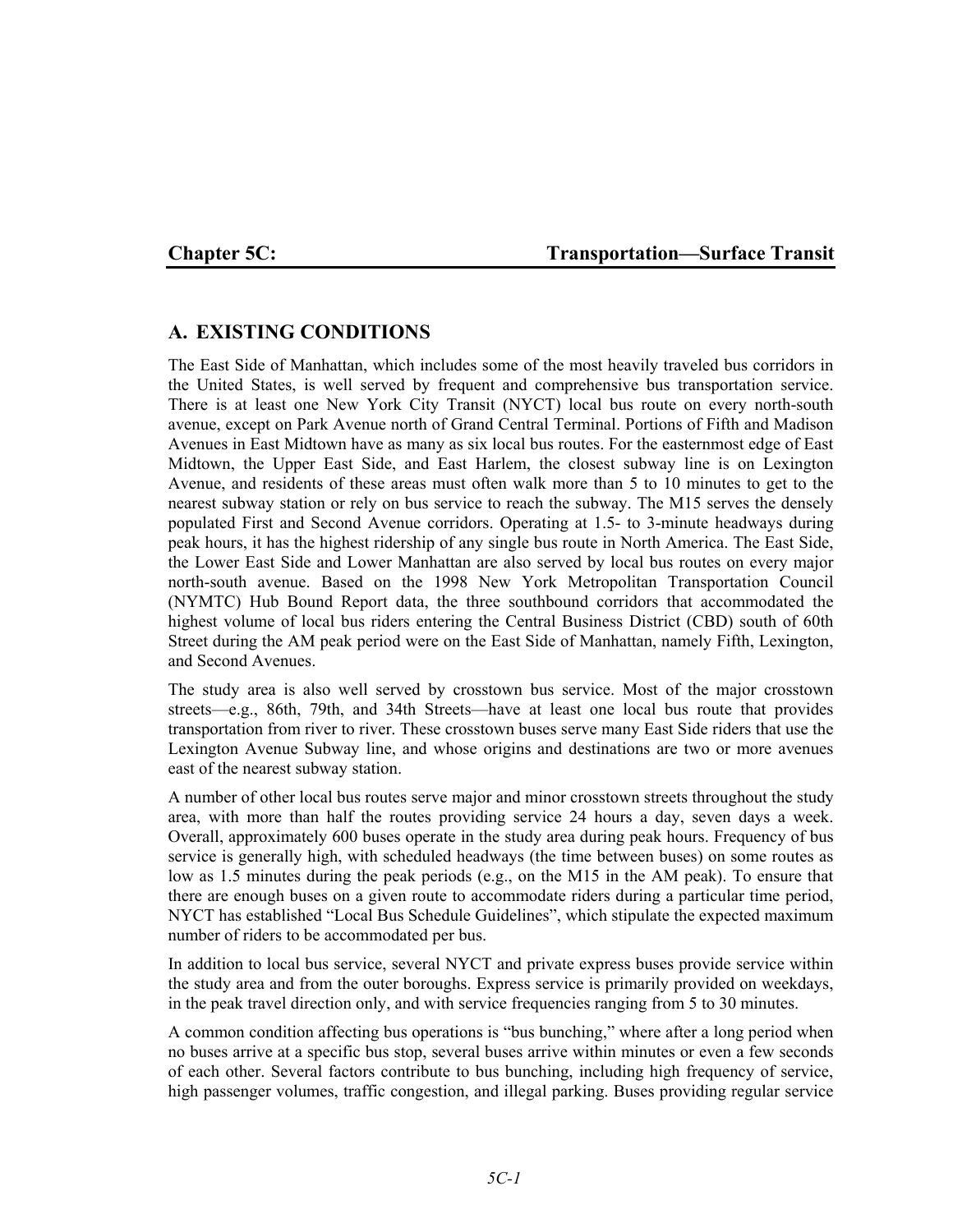# Chapter 5C: Transportation—Surface Transit

## A. EXISTING CONDITIONS

The East Side of Manhattan, which includes some of the most heavily traveled bus corridors in the United States, is well served by frequent and comprehensive bus transportation service. There is at least one New York City Transit (NYCT) local bus route on every north-south avenue, except on Park Avenue north of Grand Central Terminal. Portions of Fifth and Madison Avenues in East Midtown have as many as six local bus routes. For the easternmost edge of East Midtown, the Upper East Side, and East Harlem, the closest subway line is on Lexington Avenue, and residents of these areas must often walk more than 5 to 10 minutes to get to the nearest subway station or rely on bus service to reach the subway. The M15 serves the densely populated First and Second Avenue corridors. Operating at 1.5- to 3-minute headways during peak hours, it has the highest ridership of any single bus route in North America. The East Side, the Lower East Side and Lower Manhattan are also served by local bus routes on every major north-south avenue. Based on the 1998 New York Metropolitan Transportation Council (NYMTC) Hub Bound Report data, the three southbound corridors that accommodated the highest volume of local bus riders entering the Central Business District (CBD) south of 60th Street during the AM peak period were on the East Side of Manhattan, namely Fifth, Lexington, and Second Avenues.

The study area is also well served by crosstown bus service. Most of the major crosstown streets—e.g., 86th, 79th, and 34th Streets—have at least one local bus route that provides transportation from river to river. These crosstown buses serve many East Side riders that use the Lexington Avenue Subway line, and whose origins and destinations are two or more avenues east of the nearest subway station.

A number of other local bus routes serve major and minor crosstown streets throughout the study area, with more than half the routes providing service 24 hours a day, seven days a week. Overall, approximately 600 buses operate in the study area during peak hours. Frequency of bus service is generally high, with scheduled headways (the time between buses) on some routes as low as 1.5 minutes during the peak periods (e.g., on the M15 in the AM peak). To ensure that there are enough buses on a given route to accommodate riders during a particular time period, NYCT has established "Local Bus Schedule Guidelines", which stipulate the expected maximum number of riders to be accommodated per bus.

In addition to local bus service, several NYCT and private express buses provide service within the study area and from the outer boroughs. Express service is primarily provided on weekdays, in the peak travel direction only, and with service frequencies ranging from 5 to 30 minutes.

A common condition affecting bus operations is "bus bunching," where after a long period when no buses arrive at a specific bus stop, several buses arrive within minutes or even a few seconds of each other. Several factors contribute to bus bunching, including high frequency of service, high passenger volumes, traffic congestion, and illegal parking. Buses providing regular service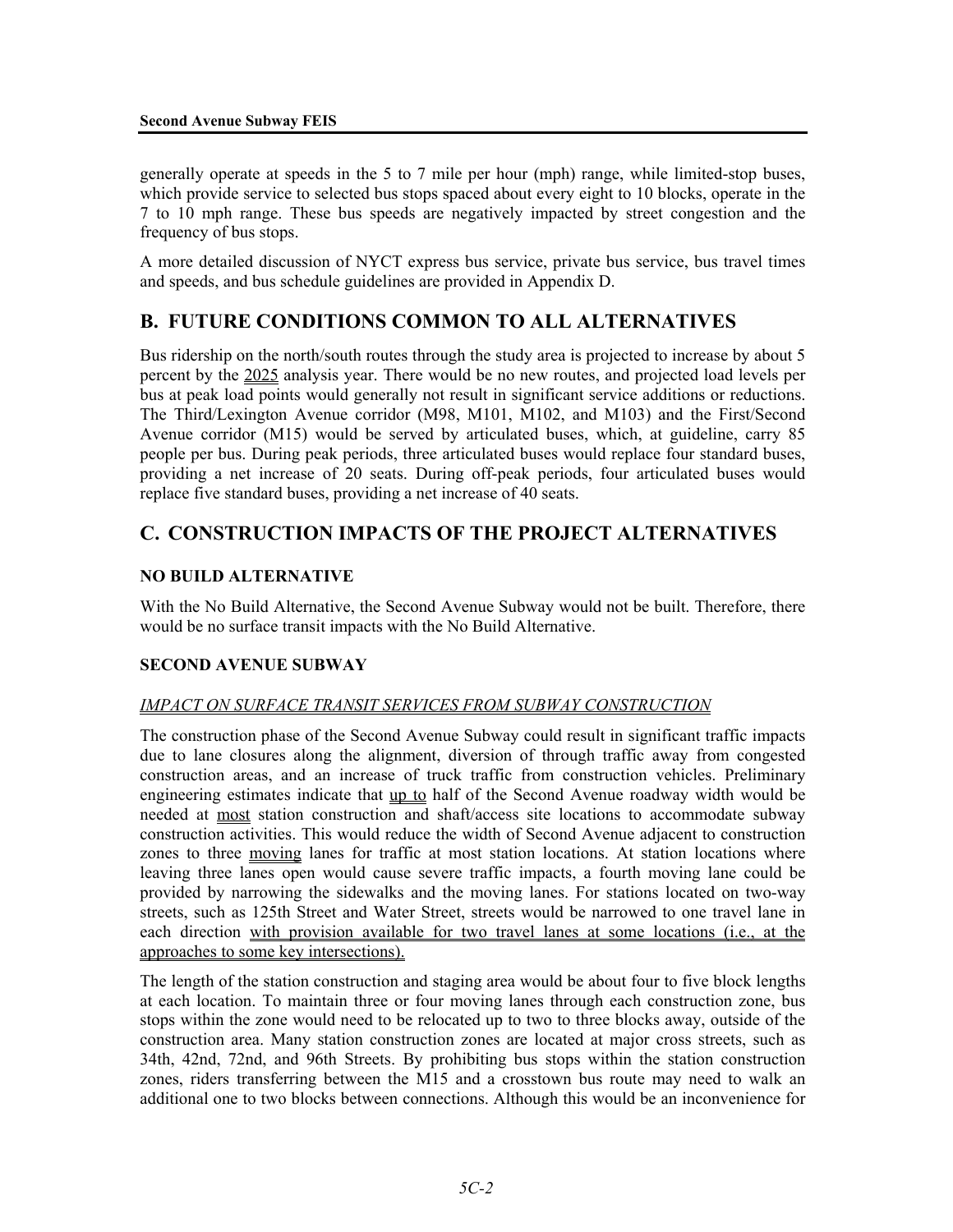generally operate at speeds in the 5 to 7 mile per hour (mph) range, while limited-stop buses, which provide service to selected bus stops spaced about every eight to 10 blocks, operate in the 7 to 10 mph range. These bus speeds are negatively impacted by street congestion and the frequency of bus stops.

A more detailed discussion of NYCT express bus service, private bus service, bus travel times and speeds, and bus schedule guidelines are provided in Appendix D.

## B. FUTURE CONDITIONS COMMON TO ALL ALTERNATIVES

Bus ridership on the north/south routes through the study area is projected to increase by about 5 percent by the 2025 analysis year. There would be no new routes, and projected load levels per bus at peak load points would generally not result in significant service additions or reductions. The Third/Lexington Avenue corridor (M98, M101, M102, and M103) and the First/Second Avenue corridor (M15) would be served by articulated buses, which, at guideline, carry 85 people per bus. During peak periods, three articulated buses would replace four standard buses, providing a net increase of 20 seats. During off-peak periods, four articulated buses would replace five standard buses, providing a net increase of 40 seats.

## C. CONSTRUCTION IMPACTS OF THE PROJECT ALTERNATIVES

### NO BUILD ALTERNATIVE

With the No Build Alternative, the Second Avenue Subway would not be built. Therefore, there would be no surface transit impacts with the No Build Alternative.

### SECOND AVENUE SUBWAY

*IMPACT ON SURFACE TRANSIT SERVICES FROM SUBWAY CONSTRUCTION*

The construction phase of the Second Avenue Subway could result in significant traffic impacts due to lane closures along the alignment, diversion of through traffic away from congested construction areas, and an increase of truck traffic from construction vehicles. Preliminary engineering estimates indicate that up to half of the Second Avenue roadway width would be needed at most station construction and shaft/access site locations to accommodate subway construction activities. This would reduce the width of Second Avenue adjacent to construction zones to three moving lanes for traffic at most station locations. At station locations where leaving three lanes open would cause severe traffic impacts, a fourth moving lane could be provided by narrowing the sidewalks and the moving lanes. For stations located on two-way streets, such as 125th Street and Water Street, streets would be narrowed to one travel lane in each direction with provision available for two travel lanes at some locations (i.e., at the approaches to some key intersections).

The length of the station construction and staging area would be about four to five block lengths at each location. To maintain three or four moving lanes through each construction zone, bus stops within the zone would need to be relocated up to two to three blocks away, outside of the construction area. Many station construction zones are located at major cross streets, such as 34th, 42nd, 72nd, and 96th Streets. By prohibiting bus stops within the station construction zones, riders transferring between the M15 and a crosstown bus route may need to walk an additional one to two blocks between connections. Although this would be an inconvenience for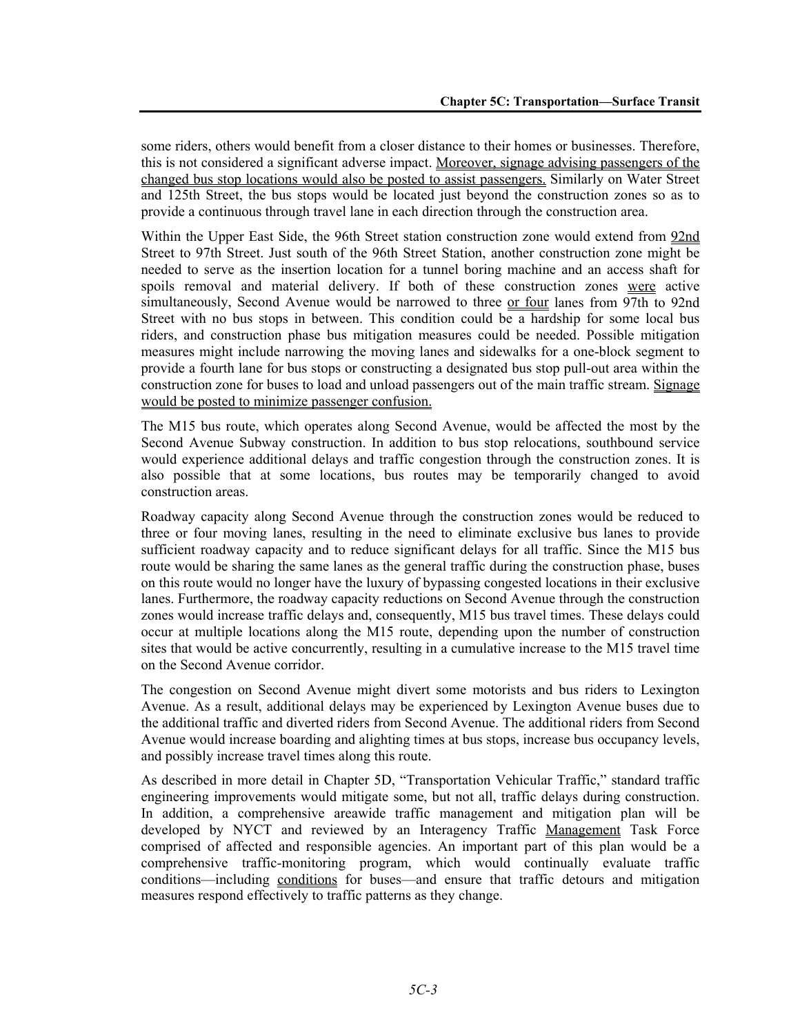some riders, others would benefit from a closer distance to their homes or businesses. Therefore, this is not considered a significant adverse impact. Moreover, signage advising passengers of the changed bus stop locations would also be posted to assist passengers. Similarly on Water Street and 125th Street, the bus stops would be located just beyond the construction zones so as to provide a continuous through travel lane in each direction through the construction area.

Within the Upper East Side, the 96th Street station construction zone would extend from 92nd Street to 97th Street. Just south of the 96th Street Station, another construction zone might be needed to serve as the insertion location for a tunnel boring machine and an access shaft for spoils removal and material delivery. If both of these construction zones were active simultaneously, Second Avenue would be narrowed to three or four lanes from 97th to 92nd Street with no bus stops in between. This condition could be a hardship for some local bus riders, and construction phase bus mitigation measures could be needed. Possible mitigation measures might include narrowing the moving lanes and sidewalks for a one-block segment to provide a fourth lane for bus stops or constructing a designated bus stop pull-out area within the construction zone for buses to load and unload passengers out of the main traffic stream. Signage would be posted to minimize passenger confusion.

The M15 bus route, which operates along Second Avenue, would be affected the most by the Second Avenue Subway construction. In addition to bus stop relocations, southbound service would experience additional delays and traffic congestion through the construction zones. It is also possible that at some locations, bus routes may be temporarily changed to avoid construction areas.

Roadway capacity along Second Avenue through the construction zones would be reduced to three or four moving lanes, resulting in the need to eliminate exclusive bus lanes to provide sufficient roadway capacity and to reduce significant delays for all traffic. Since the M15 bus route would be sharing the same lanes as the general traffic during the construction phase, buses on this route would no longer have the luxury of bypassing congested locations in their exclusive lanes. Furthermore, the roadway capacity reductions on Second Avenue through the construction zones would increase traffic delays and, consequently, M15 bus travel times. These delays could occur at multiple locations along the M15 route, depending upon the number of construction sites that would be active concurrently, resulting in a cumulative increase to the M15 travel time on the Second Avenue corridor.

The congestion on Second Avenue might divert some motorists and bus riders to Lexington Avenue. As a result, additional delays may be experienced by Lexington Avenue buses due to the additional traffic and diverted riders from Second Avenue. The additional riders from Second Avenue would increase boarding and alighting times at bus stops, increase bus occupancy levels, and possibly increase travel times along this route.

As described in more detail in Chapter 5D, "Transportation Vehicular Traffic," standard traffic engineering improvements would mitigate some, but not all, traffic delays during construction. In addition, a comprehensive areawide traffic management and mitigation plan will be developed by NYCT and reviewed by an Interagency Traffic Management Task Force comprised of affected and responsible agencies. An important part of this plan would be a comprehensive traffic-monitoring program, which would continually evaluate traffic conditions—including conditions for buses—and ensure that traffic detours and mitigation measures respond effectively to traffic patterns as they change.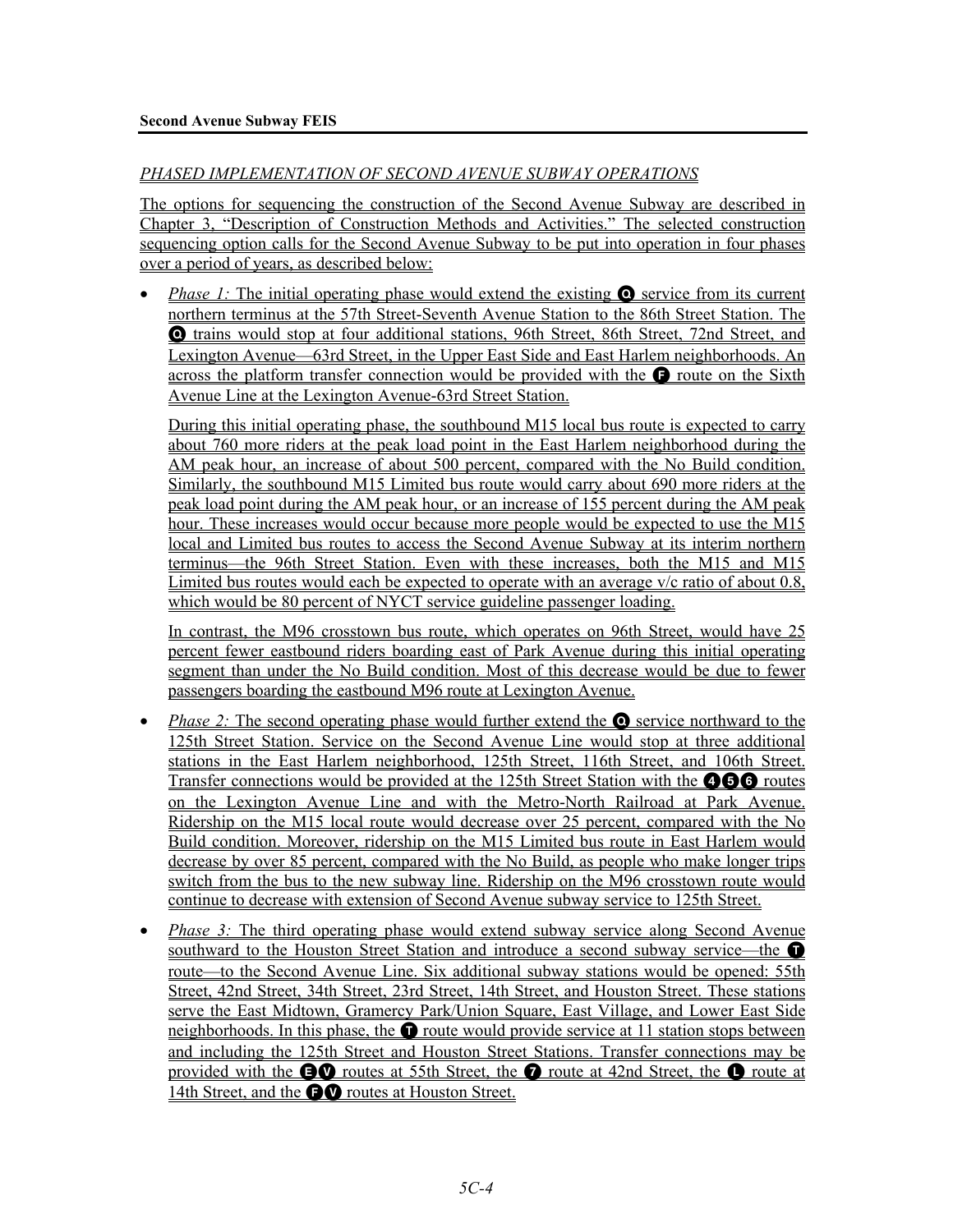## *PHASED IMPLEMENTATION OF SECOND AVENUE SUBWAY OPERATIONS*

The options for sequencing the construction of the Second Avenue Subway are described in Chapter 3, "Description of Construction Methods and Activities." The selected construction sequencing option calls for the Second Avenue Subway to be put into operation in four phases over a period of years, as described below:

- *Phase 1:* The initial operating phase would extend the existing Q service from its current northern terminus at the 57th Street-Seventh Avenue Station to the 86th Street Station. The Q trains would stop at four additional stations, 96th Street, 86th Street, 72nd Street, and Lexington Avenue—63rd Street, in the Upper East Side and East Harlem neighborhoods. An across the platform transfer connection would be provided with the F route on the Sixth Avenue Line at the Lexington Avenue-63rd Street Station.

  During this initial operating phase, the southbound M15 local bus route is expected to carry about 760 more riders at the peak load point in the East Harlem neighborhood during the AM peak hour, an increase of about 500 percent, compared with the No Build condition. Similarly, the southbound M15 Limited bus route would carry about 690 more riders at the peak load point during the AM peak hour, or an increase of 155 percent during the AM peak hour. These increases would occur because more people would be expected to use the M15 local and Limited bus routes to access the Second Avenue Subway at its interim northern terminus—the 96th Street Station. Even with these increases, both the M15 and M15 Limited bus routes would each be expected to operate with an average v/c ratio of about 0.8, which would be 80 percent of NYCT service guideline passenger loading.

  In contrast, the M96 crosstown bus route, which operates on 96th Street, would have 25 percent fewer eastbound riders boarding east of Park Avenue during this initial operating segment than under the No Build condition. Most of this decrease would be due to fewer passengers boarding the eastbound M96 route at Lexington Avenue.

- *Phase 2:* The second operating phase would further extend the Q service northward to the 125th Street Station. Service on the Second Avenue Line would stop at three additional stations in the East Harlem neighborhood, 125th Street, 116th Street, and 106th Street. Transfer connections would be provided at the 125th Street Station with the 4 5 6 routes on the Lexington Avenue Line and with the Metro-North Railroad at Park Avenue. Ridership on the M15 local route would decrease over 25 percent, compared with the No Build condition. Moreover, ridership on the M15 Limited bus route in East Harlem would decrease by over 85 percent, compared with the No Build, as people who make longer trips switch from the bus to the new subway line. Ridership on the M96 crosstown route would continue to decrease with extension of Second Avenue subway service to 125th Street.

- *Phase 3:* The third operating phase would extend subway service along Second Avenue southward to the Houston Street Station and introduce a second subway service—the T route—to the Second Avenue Line. Six additional subway stations would be opened: 55th Street, 42nd Street, 34th Street, 23rd Street, 14th Street, and Houston Street. These stations serve the East Midtown, Gramercy Park/Union Square, East Village, and Lower East Side neighborhoods. In this phase, the T route would provide service at 11 station stops between and including the 125th Street and Houston Street Stations. Transfer connections may be provided with the E V routes at 55th Street, the 7 route at 42nd Street, the L route at 14th Street, and the F V routes at Houston Street.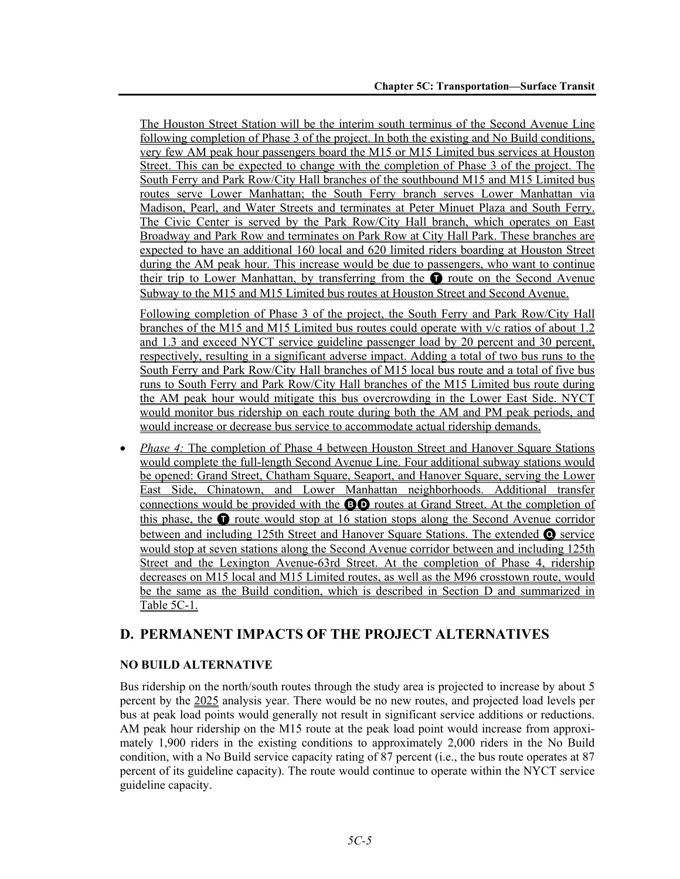The Houston Street Station will be the interim south terminus of the Second Avenue Line following completion of Phase 3 of the project. In both the existing and No Build conditions, very few AM peak hour passengers board the M15 or M15 Limited bus services at Houston Street. This can be expected to change with the completion of Phase 3 of the project. The South Ferry and Park Row/City Hall branches of the southbound M15 and M15 Limited bus routes serve Lower Manhattan; the South Ferry branch serves Lower Manhattan via Madison, Pearl, and Water Streets and terminates at Peter Minuet Plaza and South Ferry. The Civic Center is served by the Park Row/City Hall branch, which operates on East Broadway and Park Row and terminates on Park Row at City Hall Park. These branches are expected to have an additional 160 local and 620 limited riders boarding at Houston Street during the AM peak hour. This increase would be due to passengers, who want to continue their trip to Lower Manhattan, by transferring from the T route on the Second Avenue Subway to the M15 and M15 Limited bus routes at Houston Street and Second Avenue.

Following completion of Phase 3 of the project, the South Ferry and Park Row/City Hall branches of the M15 and M15 Limited bus routes could operate with v/c ratios of about 1.2 and 1.3 and exceed NYCT service guideline passenger load by 20 percent and 30 percent, respectively, resulting in a significant adverse impact. Adding a total of two bus runs to the South Ferry and Park Row/City Hall branches of M15 local bus route and a total of five bus runs to South Ferry and Park Row/City Hall branches of the M15 Limited bus route during the AM peak hour would mitigate this bus overcrowding in the Lower East Side. NYCT would monitor bus ridership on each route during both the AM and PM peak periods, and would increase or decrease bus service to accommodate actual ridership demands.

- *Phase 4:* The completion of Phase 4 between Houston Street and Hanover Square Stations would complete the full-length Second Avenue Line. Four additional subway stations would be opened: Grand Street, Chatham Square, Seaport, and Hanover Square, serving the Lower East Side, Chinatown, and Lower Manhattan neighborhoods. Additional transfer connections would be provided with the B D routes at Grand Street. At the completion of this phase, the T route would stop at 16 station stops along the Second Avenue corridor between and including 125th Street and Hanover Square Stations. The extended Q service would stop at seven stations along the Second Avenue corridor between and including 125th Street and the Lexington Avenue-63rd Street. At the completion of Phase 4, ridership decreases on M15 local and M15 Limited routes, as well as the M96 crosstown route, would be the same as the Build condition, which is described in Section D and summarized in Table 5C-1.

## D. PERMANENT IMPACTS OF THE PROJECT ALTERNATIVES

### NO BUILD ALTERNATIVE

Bus ridership on the north/south routes through the study area is projected to increase by about 5 percent by the 2025 analysis year. There would be no new routes, and projected load levels per bus at peak load points would generally not result in significant service additions or reductions. AM peak hour ridership on the M15 route at the peak load point would increase from approximately 1,900 riders in the existing conditions to approximately 2,000 riders in the No Build condition, with a No Build service capacity rating of 87 percent (i.e., the bus route operates at 87 percent of its guideline capacity). The route would continue to operate within the NYCT service guideline capacity.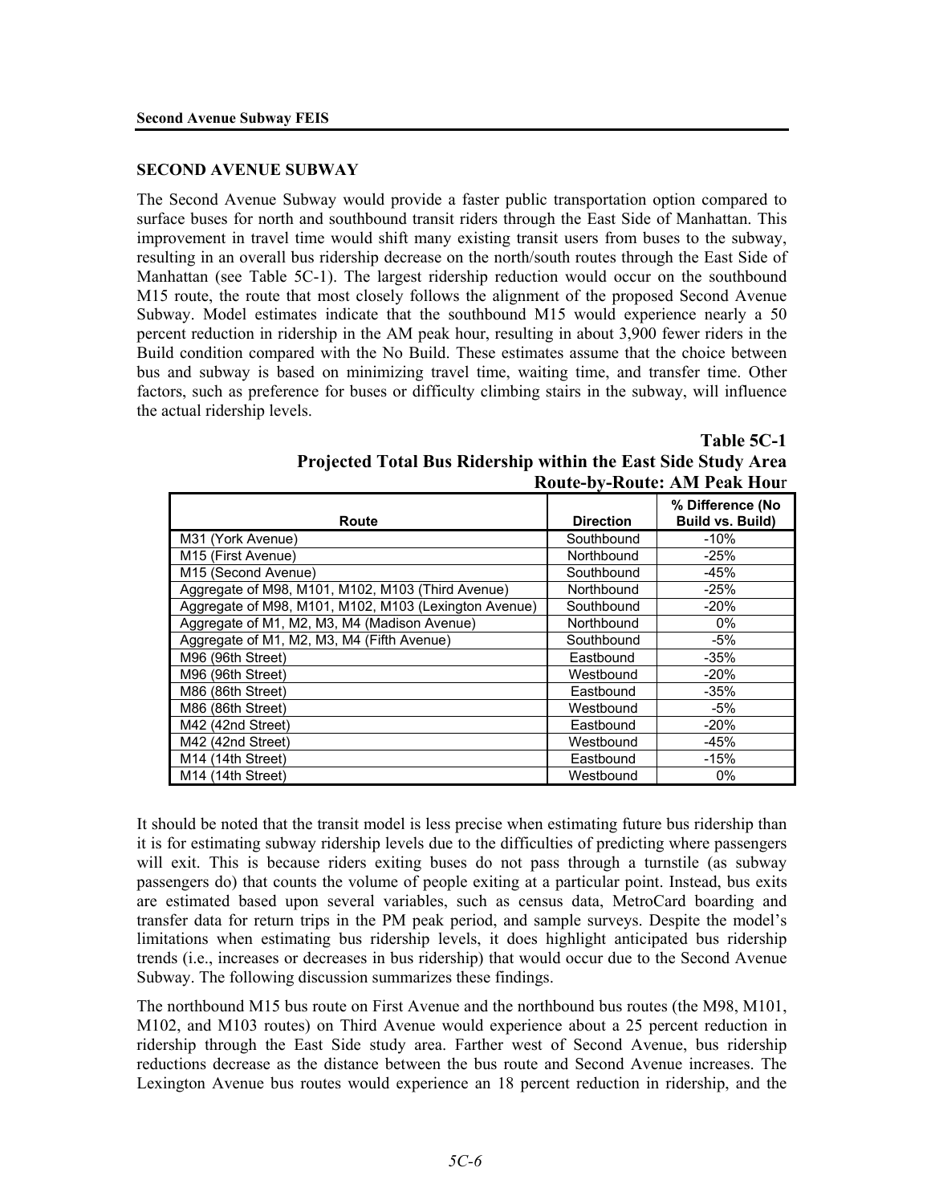## SECOND AVENUE SUBWAY

The Second Avenue Subway would provide a faster public transportation option compared to surface buses for north and southbound transit riders through the East Side of Manhattan. This improvement in travel time would shift many existing transit users from buses to the subway, resulting in an overall bus ridership decrease on the north/south routes through the East Side of Manhattan (see Table 5C-1). The largest ridership reduction would occur on the southbound M15 route, the route that most closely follows the alignment of the proposed Second Avenue Subway. Model estimates indicate that the southbound M15 would experience nearly a 50 percent reduction in ridership in the AM peak hour, resulting in about 3,900 fewer riders in the Build condition compared with the No Build. These estimates assume that the choice between bus and subway is based on minimizing travel time, waiting time, and transfer time. Other factors, such as preference for buses or difficulty climbing stairs in the subway, will influence the actual ridership levels.

**Table 5C-1**
**Projected Total Bus Ridership within the East Side Study Area**
**Route-by-Route: AM Peak Hour**

| Route | Direction | % Difference (No Build vs. Build) |
|---|---|---|
| M31 (York Avenue) | Southbound | -10% |
| M15 (First Avenue) | Northbound | -25% |
| M15 (Second Avenue) | Southbound | -45% |
| Aggregate of M98, M101, M102, M103 (Third Avenue) | Northbound | -25% |
| Aggregate of M98, M101, M102, M103 (Lexington Avenue) | Southbound | -20% |
| Aggregate of M1, M2, M3, M4 (Madison Avenue) | Northbound | 0% |
| Aggregate of M1, M2, M3, M4 (Fifth Avenue) | Southbound | -5% |
| M96 (96th Street) | Eastbound | -35% |
| M96 (96th Street) | Westbound | -20% |
| M86 (86th Street) | Eastbound | -35% |
| M86 (86th Street) | Westbound | -5% |
| M42 (42nd Street) | Eastbound | -20% |
| M42 (42nd Street) | Westbound | -45% |
| M14 (14th Street) | Eastbound | -15% |
| M14 (14th Street) | Westbound | 0% |

It should be noted that the transit model is less precise when estimating future bus ridership than it is for estimating subway ridership levels due to the difficulties of predicting where passengers will exit. This is because riders exiting buses do not pass through a turnstile (as subway passengers do) that counts the volume of people exiting at a particular point. Instead, bus exits are estimated based upon several variables, such as census data, MetroCard boarding and transfer data for return trips in the PM peak period, and sample surveys. Despite the model's limitations when estimating bus ridership levels, it does highlight anticipated bus ridership trends (i.e., increases or decreases in bus ridership) that would occur due to the Second Avenue Subway. The following discussion summarizes these findings.

The northbound M15 bus route on First Avenue and the northbound bus routes (the M98, M101, M102, and M103 routes) on Third Avenue would experience about a 25 percent reduction in ridership through the East Side study area. Farther west of Second Avenue, bus ridership reductions decrease as the distance between the bus route and Second Avenue increases. The Lexington Avenue bus routes would experience an 18 percent reduction in ridership, and the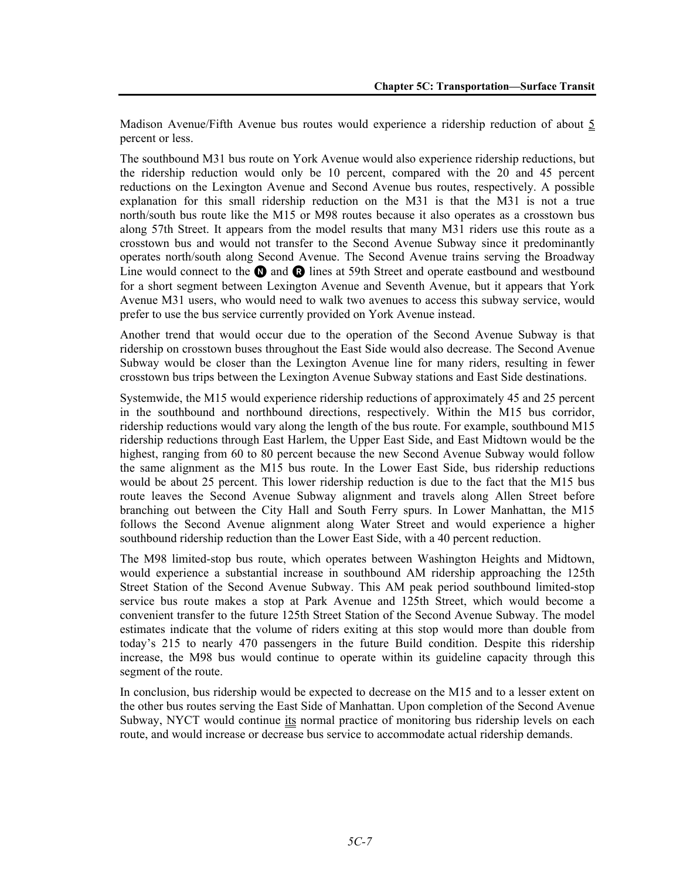Madison Avenue/Fifth Avenue bus routes would experience a ridership reduction of about 5 percent or less.

The southbound M31 bus route on York Avenue would also experience ridership reductions, but the ridership reduction would only be 10 percent, compared with the 20 and 45 percent reductions on the Lexington Avenue and Second Avenue bus routes, respectively. A possible explanation for this small ridership reduction on the M31 is that the M31 is not a true north/south bus route like the M15 or M98 routes because it also operates as a crosstown bus along 57th Street. It appears from the model results that many M31 riders use this route as a crosstown bus and would not transfer to the Second Avenue Subway since it predominantly operates north/south along Second Avenue. The Second Avenue trains serving the Broadway Line would connect to the N and R lines at 59th Street and operate eastbound and westbound for a short segment between Lexington Avenue and Seventh Avenue, but it appears that York Avenue M31 users, who would need to walk two avenues to access this subway service, would prefer to use the bus service currently provided on York Avenue instead.

Another trend that would occur due to the operation of the Second Avenue Subway is that ridership on crosstown buses throughout the East Side would also decrease. The Second Avenue Subway would be closer than the Lexington Avenue line for many riders, resulting in fewer crosstown bus trips between the Lexington Avenue Subway stations and East Side destinations.

Systemwide, the M15 would experience ridership reductions of approximately 45 and 25 percent in the southbound and northbound directions, respectively. Within the M15 bus corridor, ridership reductions would vary along the length of the bus route. For example, southbound M15 ridership reductions through East Harlem, the Upper East Side, and East Midtown would be the highest, ranging from 60 to 80 percent because the new Second Avenue Subway would follow the same alignment as the M15 bus route. In the Lower East Side, bus ridership reductions would be about 25 percent. This lower ridership reduction is due to the fact that the M15 bus route leaves the Second Avenue Subway alignment and travels along Allen Street before branching out between the City Hall and South Ferry spurs. In Lower Manhattan, the M15 follows the Second Avenue alignment along Water Street and would experience a higher southbound ridership reduction than the Lower East Side, with a 40 percent reduction.

The M98 limited-stop bus route, which operates between Washington Heights and Midtown, would experience a substantial increase in southbound AM ridership approaching the 125th Street Station of the Second Avenue Subway. This AM peak period southbound limited-stop service bus route makes a stop at Park Avenue and 125th Street, which would become a convenient transfer to the future 125th Street Station of the Second Avenue Subway. The model estimates indicate that the volume of riders exiting at this stop would more than double from today's 215 to nearly 470 passengers in the future Build condition. Despite this ridership increase, the M98 bus would continue to operate within its guideline capacity through this segment of the route.

In conclusion, bus ridership would be expected to decrease on the M15 and to a lesser extent on the other bus routes serving the East Side of Manhattan. Upon completion of the Second Avenue Subway, NYCT would continue its normal practice of monitoring bus ridership levels on each route, and would increase or decrease bus service to accommodate actual ridership demands.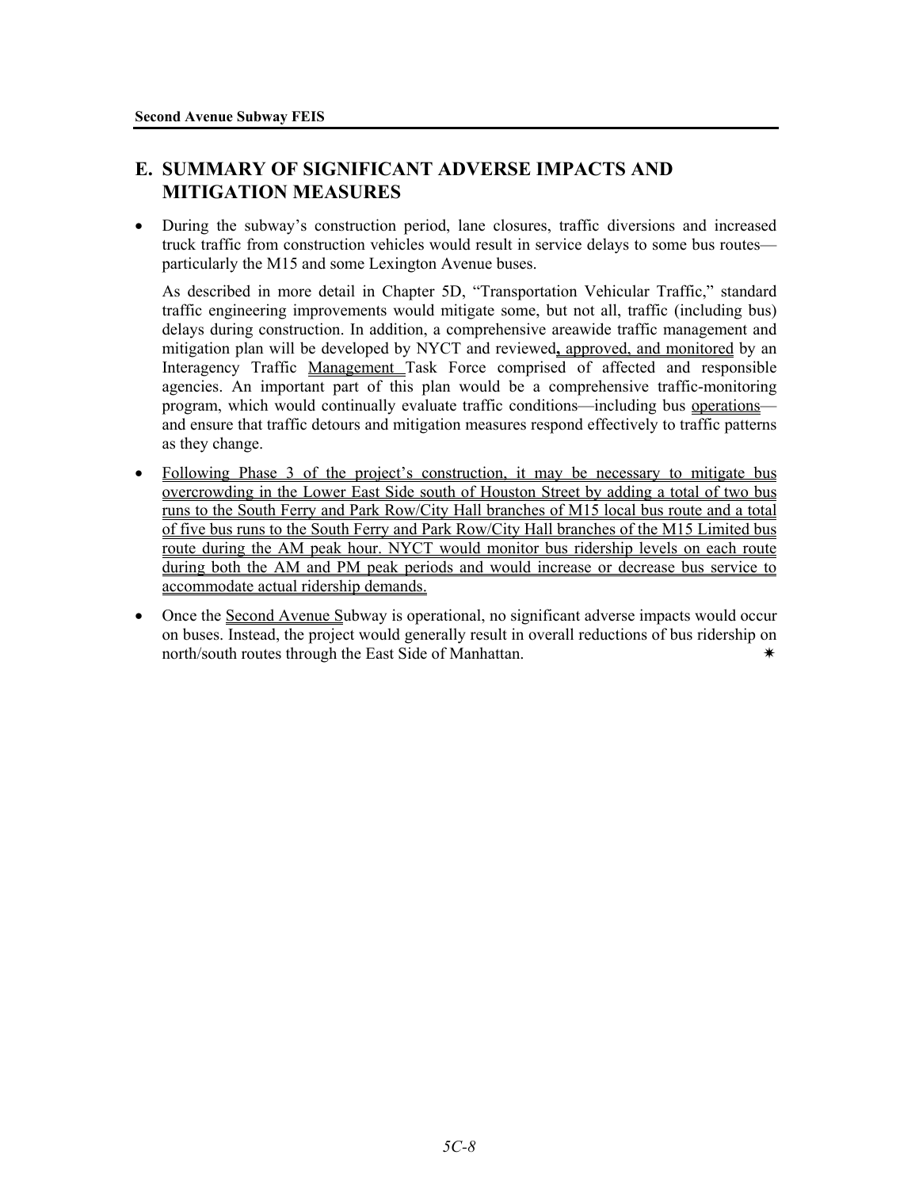## E. SUMMARY OF SIGNIFICANT ADVERSE IMPACTS AND MITIGATION MEASURES

- During the subway's construction period, lane closures, traffic diversions and increased truck traffic from construction vehicles would result in service delays to some bus routes—particularly the M15 and some Lexington Avenue buses.

  As described in more detail in Chapter 5D, "Transportation Vehicular Traffic," standard traffic engineering improvements would mitigate some, but not all, traffic (including bus) delays during construction. In addition, a comprehensive areawide traffic management and mitigation plan will be developed by NYCT and reviewed, approved, and monitored by an Interagency Traffic Management Task Force comprised of affected and responsible agencies. An important part of this plan would be a comprehensive traffic-monitoring program, which would continually evaluate traffic conditions—including bus operations—and ensure that traffic detours and mitigation measures respond effectively to traffic patterns as they change.

- Following Phase 3 of the project's construction, it may be necessary to mitigate bus overcrowding in the Lower East Side south of Houston Street by adding a total of two bus runs to the South Ferry and Park Row/City Hall branches of M15 local bus route and a total of five bus runs to the South Ferry and Park Row/City Hall branches of the M15 Limited bus route during the AM peak hour. NYCT would monitor bus ridership levels on each route during both the AM and PM peak periods and would increase or decrease bus service to accommodate actual ridership demands.

- Once the Second Avenue Subway is operational, no significant adverse impacts would occur on buses. Instead, the project would generally result in overall reductions of bus ridership on north/south routes through the East Side of Manhattan. ✷